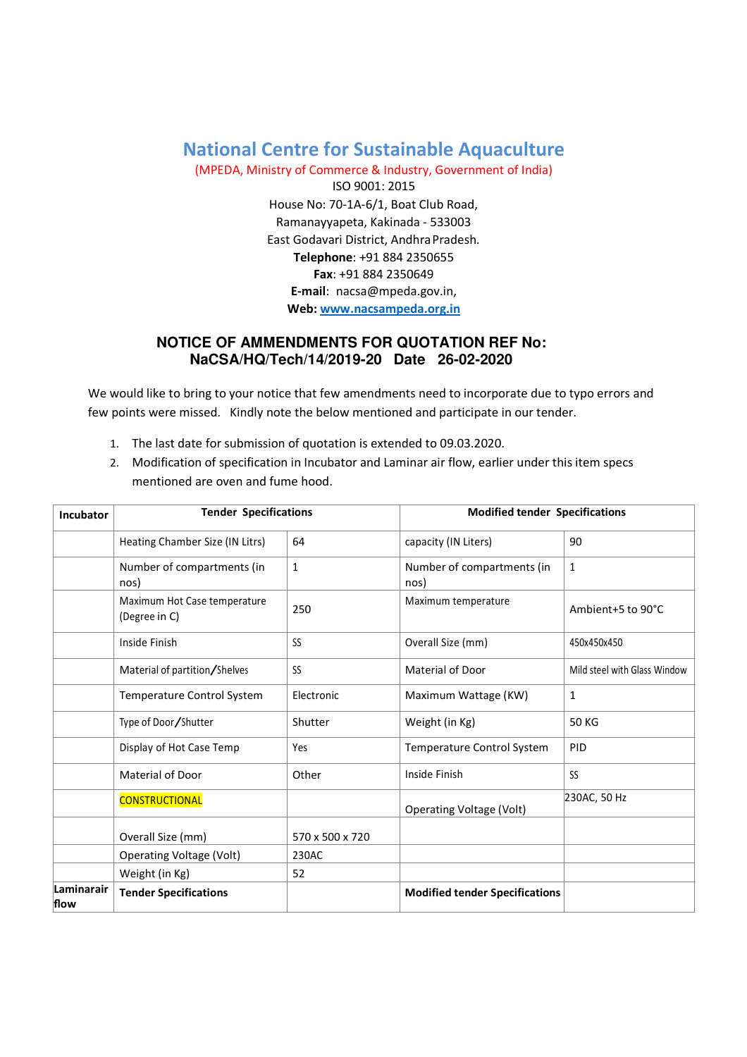# National Centre for Sustainable Aquaculture

(MPEDA, Ministry of Commerce & Industry, Government of India)
ISO 9001: 2015
House No: 70-1A-6/1, Boat Club Road,
Ramanayyapeta, Kakinada - 533003
East Godavari District, Andhra Pradesh.
**Telephone**: +91 884 2350655
**Fax**: +91 884 2350649
**E-mail**: nacsa@mpeda.gov.in,
**Web:** www.nacsampeda.org.in

## NOTICE OF AMMENDMENTS FOR QUOTATION REF No: NaCSA/HQ/Tech/14/2019-20 Date 26-02-2020

We would like to bring to your notice that few amendments need to incorporate due to typo errors and few points were missed. Kindly note the below mentioned and participate in our tender.

1. The last date for submission of quotation is extended to 09.03.2020.
2. Modification of specification in Incubator and Laminar air flow, earlier under this item specs mentioned are oven and fume hood.

| **Incubator** | **Tender Specifications** | | **Modified tender Specifications** | |
|---|---|---|---|---|
| | Heating Chamber Size (IN Litrs) | 64 | capacity (IN Liters) | 90 |
| | Number of compartments (in nos) | 1 | Number of compartments (in nos) | 1 |
| | Maximum Hot Case temperature (Degree in C) | 250 | Maximum temperature | Ambient+5 to 90°C |
| | Inside Finish | SS | Overall Size (mm) | 450x450x450 |
| | Material of partition/Shelves | SS | Material of Door | Mild steel with Glass Window |
| | Temperature Control System | Electronic | Maximum Wattage (KW) | 1 |
| | Type of Door/Shutter | Shutter | Weight (in Kg) | 50 KG |
| | Display of Hot Case Temp | Yes | Temperature Control System | PID |
| | Material of Door | Other | Inside Finish | SS |
| | CONSTRUCTIONAL | | Operating Voltage (Volt) | 230AC, 50 Hz |
| | Overall Size (mm) | 570 x 500 x 720 | | |
| | Operating Voltage (Volt) | 230AC | | |
| | Weight (in Kg) | 52 | | |
| **Laminarair flow** | **Tender Specifications** | | **Modified tender Specifications** | |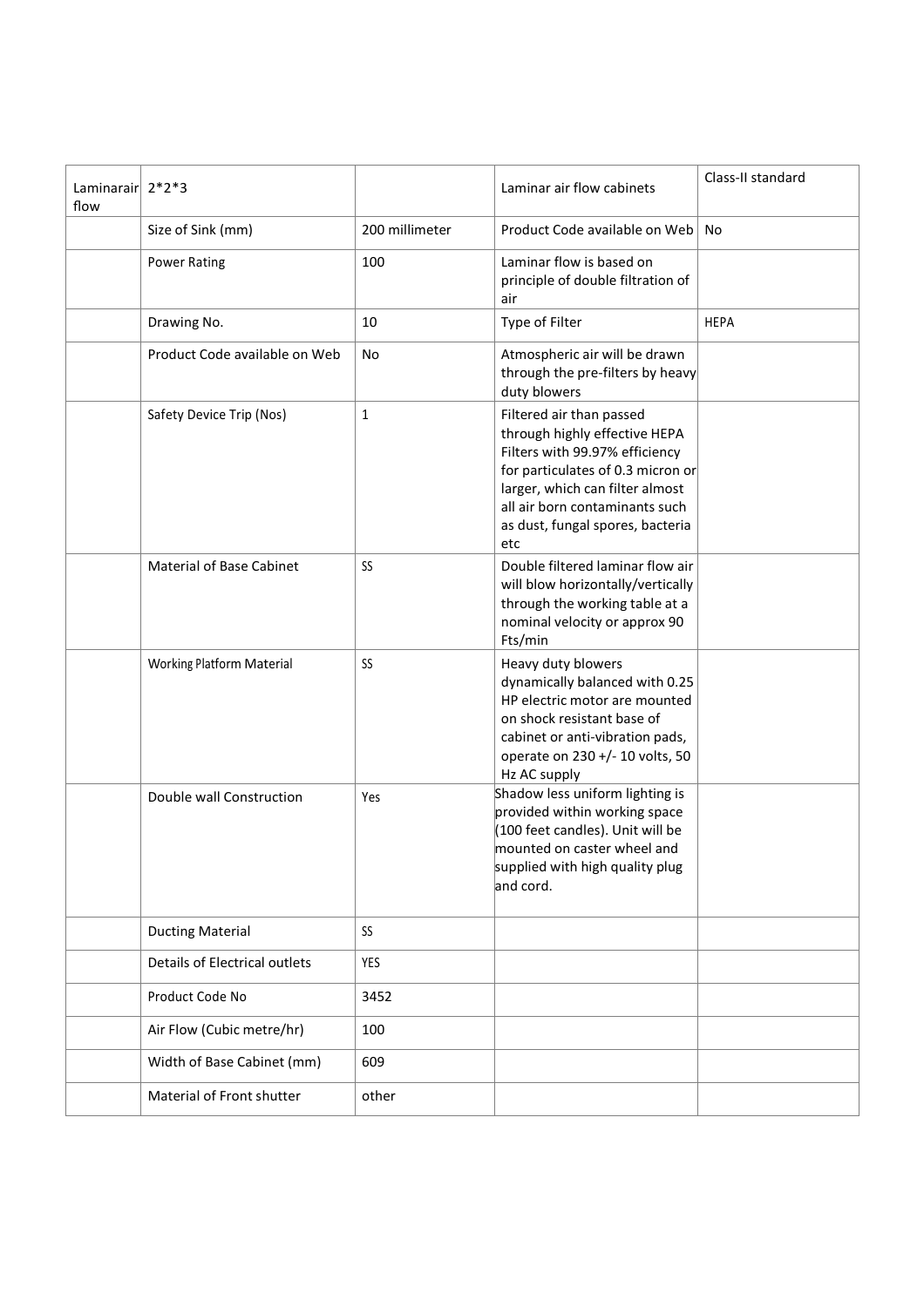| Laminarair flow | 2*2*3 | | Laminar air flow cabinets | Class-II standard |
|---|---|---|---|---|
| | Size of Sink (mm) | 200 millimeter | Product Code available on Web | No |
| | Power Rating | 100 | Laminar flow is based on principle of double filtration of air | |
| | Drawing No. | 10 | Type of Filter | HEPA |
| | Product Code available on Web | No | Atmospheric air will be drawn through the pre-filters by heavy duty blowers | |
| | Safety Device Trip (Nos) | 1 | Filtered air than passed through highly effective HEPA Filters with 99.97% efficiency for particulates of 0.3 micron or larger, which can filter almost all air born contaminants such as dust, fungal spores, bacteria etc | |
| | Material of Base Cabinet | SS | Double filtered laminar flow air will blow horizontally/vertically through the working table at a nominal velocity or approx 90 Fts/min | |
| | Working Platform Material | SS | Heavy duty blowers dynamically balanced with 0.25 HP electric motor are mounted on shock resistant base of cabinet or anti-vibration pads, operate on 230 +/- 10 volts, 50 Hz AC supply | |
| | Double wall Construction | Yes | Shadow less uniform lighting is provided within working space (100 feet candles). Unit will be mounted on caster wheel and supplied with high quality plug and cord. | |
| | Ducting Material | SS | | |
| | Details of Electrical outlets | YES | | |
| | Product Code No | 3452 | | |
| | Air Flow (Cubic metre/hr) | 100 | | |
| | Width of Base Cabinet (mm) | 609 | | |
| | Material of Front shutter | other | | |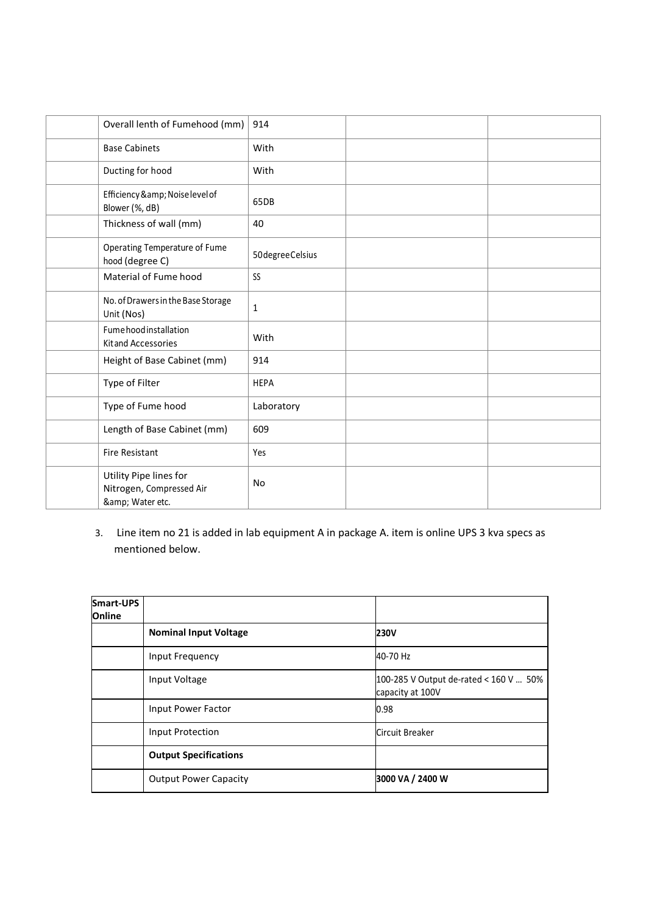|  | Overall lenth of Fumehood (mm) | 914 |  |  |
|---|---|---|---|---|
|  | Base Cabinets | With |  |  |
|  | Ducting for hood | With |  |  |
|  | Efficiency &amp; Noise level of Blower (%, dB) | 65DB |  |  |
|  | Thickness of wall (mm) | 40 |  |  |
|  | Operating Temperature of Fume hood (degree C) | 50degreeCelsius |  |  |
|  | Material of Fume hood | SS |  |  |
|  | No. of Drawers in the Base Storage Unit (Nos) | 1 |  |  |
|  | Fumehood installation Kitand Accessories | With |  |  |
|  | Height of Base Cabinet (mm) | 914 |  |  |
|  | Type of Filter | HEPA |  |  |
|  | Type of Fume hood | Laboratory |  |  |
|  | Length of Base Cabinet (mm) | 609 |  |  |
|  | Fire Resistant | Yes |  |  |
|  | Utility Pipe lines for Nitrogen, Compressed Air &amp; Water etc. | No |  |  |

3. Line item no 21 is added in lab equipment A in package A. item is online UPS 3 kva specs as mentioned below.

| **Smart-UPS Online** |  |  |
|---|---|---|
|  | **Nominal Input Voltage** | **230V** |
|  | Input Frequency | 40-70 Hz |
|  | Input Voltage | 100-285 V Output de-rated < 160 V … 50% capacity at 100V |
|  | Input Power Factor | 0.98 |
|  | Input Protection | Circuit Breaker |
|  | **Output Specifications** |  |
|  | Output Power Capacity | **3000 VA / 2400 W** |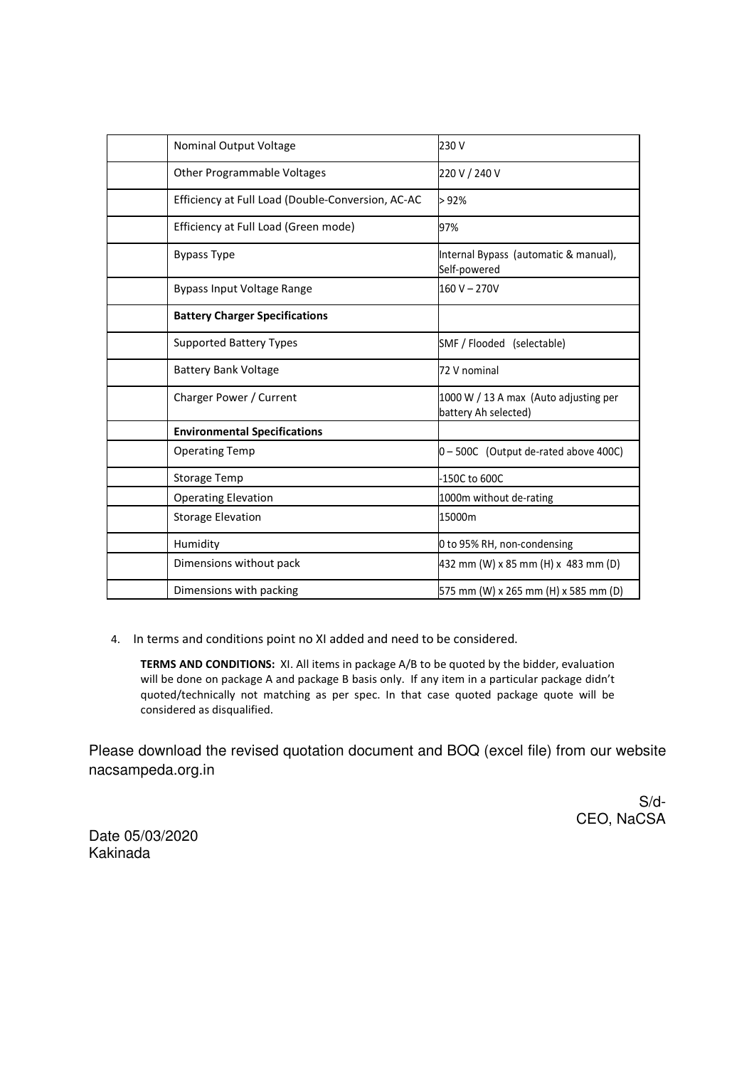| | | |
|---|---|---|
| | Nominal Output Voltage | 230 V |
| | Other Programmable Voltages | 220 V / 240 V |
| | Efficiency at Full Load (Double-Conversion, AC-AC | > 92% |
| | Efficiency at Full Load (Green mode) | 97% |
| | Bypass Type | Internal Bypass (automatic & manual), Self-powered |
| | Bypass Input Voltage Range | 160 V – 270V |
| | **Battery Charger Specifications** | |
| | Supported Battery Types | SMF / Flooded (selectable) |
| | Battery Bank Voltage | 72 V nominal |
| | Charger Power / Current | 1000 W / 13 A max (Auto adjusting per battery Ah selected) |
| | **Environmental Specifications** | |
| | Operating Temp | 0 – 500C (Output de-rated above 400C) |
| | Storage Temp | -150C to 600C |
| | Operating Elevation | 1000m without de-rating |
| | Storage Elevation | 15000m |
| | Humidity | 0 to 95% RH, non-condensing |
| | Dimensions without pack | 432 mm (W) x 85 mm (H) x 483 mm (D) |
| | Dimensions with packing | 575 mm (W) x 265 mm (H) x 585 mm (D) |

4. In terms and conditions point no XI added and need to be considered.

   **TERMS AND CONDITIONS:** XI. All items in package A/B to be quoted by the bidder, evaluation will be done on package A and package B basis only. If any item in a particular package didn't quoted/technically not matching as per spec. In that case quoted package quote will be considered as disqualified.

Please download the revised quotation document and BOQ (excel file) from our website nacsampeda.org.in

S/d-
CEO, NaCSA

Date 05/03/2020
Kakinada